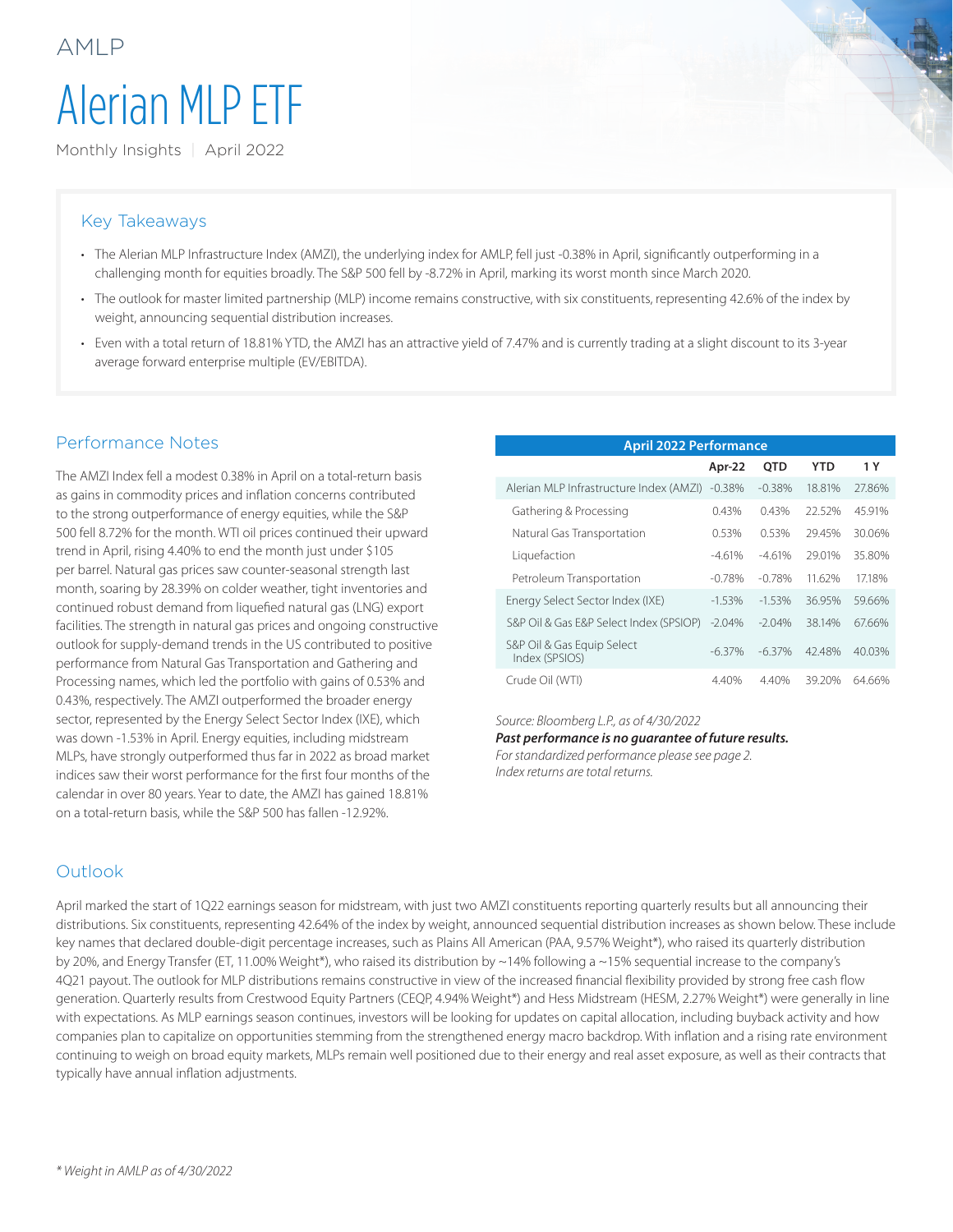AMLP

# Alerian MLP ETF

Monthly Insights | April 2022

## Key Takeaways

- The Alerian MLP Infrastructure Index (AMZI), the underlying index for AMLP, fell just -0.38% in April, significantly outperforming in a challenging month for equities broadly. The S&P 500 fell by -8.72% in April, marking its worst month since March 2020.
- The outlook for master limited partnership (MLP) income remains constructive, with six constituents, representing 42.6% of the index by weight, announcing sequential distribution increases.
- Even with a total return of 18.81% YTD, the AMZI has an attractive yield of 7.47% and is currently trading at a slight discount to its 3-year average forward enterprise multiple (EV/EBITDA).

## Performance Notes

The AMZI Index fell a modest 0.38% in April on a total-return basis as gains in commodity prices and inflation concerns contributed to the strong outperformance of energy equities, while the S&P 500 fell 8.72% for the month. WTI oil prices continued their upward trend in April, rising 4.40% to end the month just under $105 per barrel. Natural gas prices saw counter-seasonal strength last month, soaring by 28.39% on colder weather, tight inventories and continued robust demand from liquefied natural gas (LNG) export facilities. The strength in natural gas prices and ongoing constructive outlook for supply-demand trends in the US contributed to positive performance from Natural Gas Transportation and Gathering and Processing names, which led the portfolio with gains of 0.53% and 0.43%, respectively. The AMZI outperformed the broader energy sector, represented by the Energy Select Sector Index (IXE), which was down -1.53% in April. Energy equities, including midstream MLPs, have strongly outperformed thus far in 2022 as broad market indices saw their worst performance for the first four months of the calendar in over 80 years. Year to date, the AMZI has gained 18.81% on a total-return basis, while the S&P 500 has fallen -12.92%.

| April 2022 Performance | Apr-22 | QTD | YTD | 1 Y |
|---|---|---|---|---|
| Alerian MLP Infrastructure Index (AMZI) | -0.38% | -0.38% | 18.81% | 27.86% |
| Gathering & Processing | 0.43% | 0.43% | 22.52% | 45.91% |
| Natural Gas Transportation | 0.53% | 0.53% | 29.45% | 30.06% |
| Liquefaction | -4.61% | -4.61% | 29.01% | 35.80% |
| Petroleum Transportation | -0.78% | -0.78% | 11.62% | 17.18% |
| Energy Select Sector Index (IXE) | -1.53% | -1.53% | 36.95% | 59.66% |
| S&P Oil & Gas E&P Select Index (SPSIOP) | -2.04% | -2.04% | 38.14% | 67.66% |
| S&P Oil & Gas Equip Select Index (SPSIOS) | -6.37% | -6.37% | 42.48% | 40.03% |
| Crude Oil (WTI) | 4.40% | 4.40% | 39.20% | 64.66% |

*Source: Bloomberg L.P., as of 4/30/2022*
***Past performance is no guarantee of future results.***
*For standardized performance please see page 2.*
*Index returns are total returns.*

## Outlook

April marked the start of 1Q22 earnings season for midstream, with just two AMZI constituents reporting quarterly results but all announcing their distributions. Six constituents, representing 42.64% of the index by weight, announced sequential distribution increases as shown below. These include key names that declared double-digit percentage increases, such as Plains All American (PAA, 9.57% Weight*), who raised its quarterly distribution by 20%, and Energy Transfer (ET, 11.00% Weight*), who raised its distribution by ~14% following a ~15% sequential increase to the company's 4Q21 payout. The outlook for MLP distributions remains constructive in view of the increased financial flexibility provided by strong free cash flow generation. Quarterly results from Crestwood Equity Partners (CEQP, 4.94% Weight*) and Hess Midstream (HESM, 2.27% Weight*) were generally in line with expectations. As MLP earnings season continues, investors will be looking for updates on capital allocation, including buyback activity and how companies plan to capitalize on opportunities stemming from the strengthened energy macro backdrop. With inflation and a rising rate environment continuing to weigh on broad equity markets, MLPs remain well positioned due to their energy and real asset exposure, as well as their contracts that typically have annual inflation adjustments.

*\* Weight in AMLP as of 4/30/2022*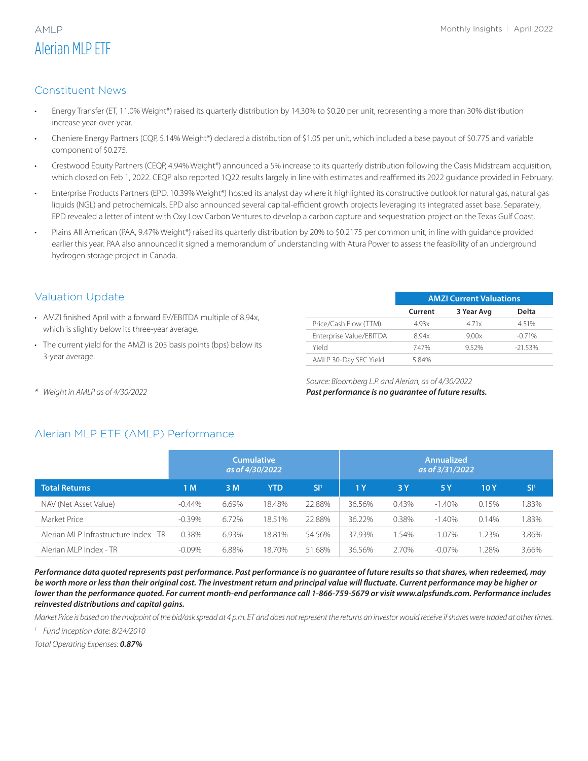AMLP

# Alerian MLP ETF

## Constituent News

- Energy Transfer (ET, 11.0% Weight*) raised its quarterly distribution by 14.30% to $0.20 per unit, representing a more than 30% distribution increase year-over-year.
- Cheniere Energy Partners (CQP, 5.14% Weight*) declared a distribution of $1.05 per unit, which included a base payout of $0.775 and variable component of $0.275.
- Crestwood Equity Partners (CEQP, 4.94% Weight*) announced a 5% increase to its quarterly distribution following the Oasis Midstream acquisition, which closed on Feb 1, 2022. CEQP also reported 1Q22 results largely in line with estimates and reaffirmed its 2022 guidance provided in February.
- Enterprise Products Partners (EPD, 10.39% Weight*) hosted its analyst day where it highlighted its constructive outlook for natural gas, natural gas liquids (NGL) and petrochemicals. EPD also announced several capital-efficient growth projects leveraging its integrated asset base. Separately, EPD revealed a letter of intent with Oxy Low Carbon Ventures to develop a carbon capture and sequestration project on the Texas Gulf Coast.
- Plains All American (PAA, 9.47% Weight*) raised its quarterly distribution by 20% to $0.2175 per common unit, in line with guidance provided earlier this year. PAA also announced it signed a memorandum of understanding with Atura Power to assess the feasibility of an underground hydrogen storage project in Canada.

## Valuation Update

- AMZI finished April with a forward EV/EBITDA multiple of 8.94x, which is slightly below its three-year average.
- The current yield for the AMZI is 205 basis points (bps) below its 3-year average.

*Weight in AMLP as of 4/30/2022*

| AMZI Current Valuations | Current | 3 Year Avg | Delta |
|---|---|---|---|
| Price/Cash Flow (TTM) | 4.93x | 4.71x | 4.51% |
| Enterprise Value/EBITDA | 8.94x | 9.00x | -0.71% |
| Yield | 7.47% | 9.52% | -21.53% |
| AMLP 30-Day SEC Yield | 5.84% | | |

*Source: Bloomberg L.P. and Alerian, as of 4/30/2022*

***Past performance is no guarantee of future results.***

## Alerian MLP ETF (AMLP) Performance

| | Cumulative as of 4/30/2022 | | | | Annualized as of 3/31/2022 | | | | |
|---|---|---|---|---|---|---|---|---|---|
| **Total Returns** | **1 M** | **3 M** | **YTD** | **SI[1]** | **1 Y** | **3 Y** | **5 Y** | **10 Y** | **SI[1]** |
| NAV (Net Asset Value) | -0.44% | 6.69% | 18.48% | 22.88% | 36.56% | 0.43% | -1.40% | 0.15% | 1.83% |
| Market Price | -0.39% | 6.72% | 18.51% | 22.88% | 36.22% | 0.38% | -1.40% | 0.14% | 1.83% |
| Alerian MLP Infrastructure Index - TR | -0.38% | 6.93% | 18.81% | 54.56% | 37.93% | 1.54% | -1.07% | 1.23% | 3.86% |
| Alerian MLP Index - TR | -0.09% | 6.88% | 18.70% | 51.68% | 36.56% | 2.70% | -0.07% | 1.28% | 3.66% |

***Performance data quoted represents past performance. Past performance is no guarantee of future results so that shares, when redeemed, may be worth more or less than their original cost. The investment return and principal value will fluctuate. Current performance may be higher or lower than the performance quoted. For current month-end performance call 1-866-759-5679 or visit www.alpsfunds.com. Performance includes reinvested distributions and capital gains.***

*Market Price is based on the midpoint of the bid/ask spread at 4 p.m. ET and does not represent the returns an investor would receive if shares were traded at other times.*

[1] *Fund inception date: 8/24/2010*

*Total Operating Expenses:* ***0.87%***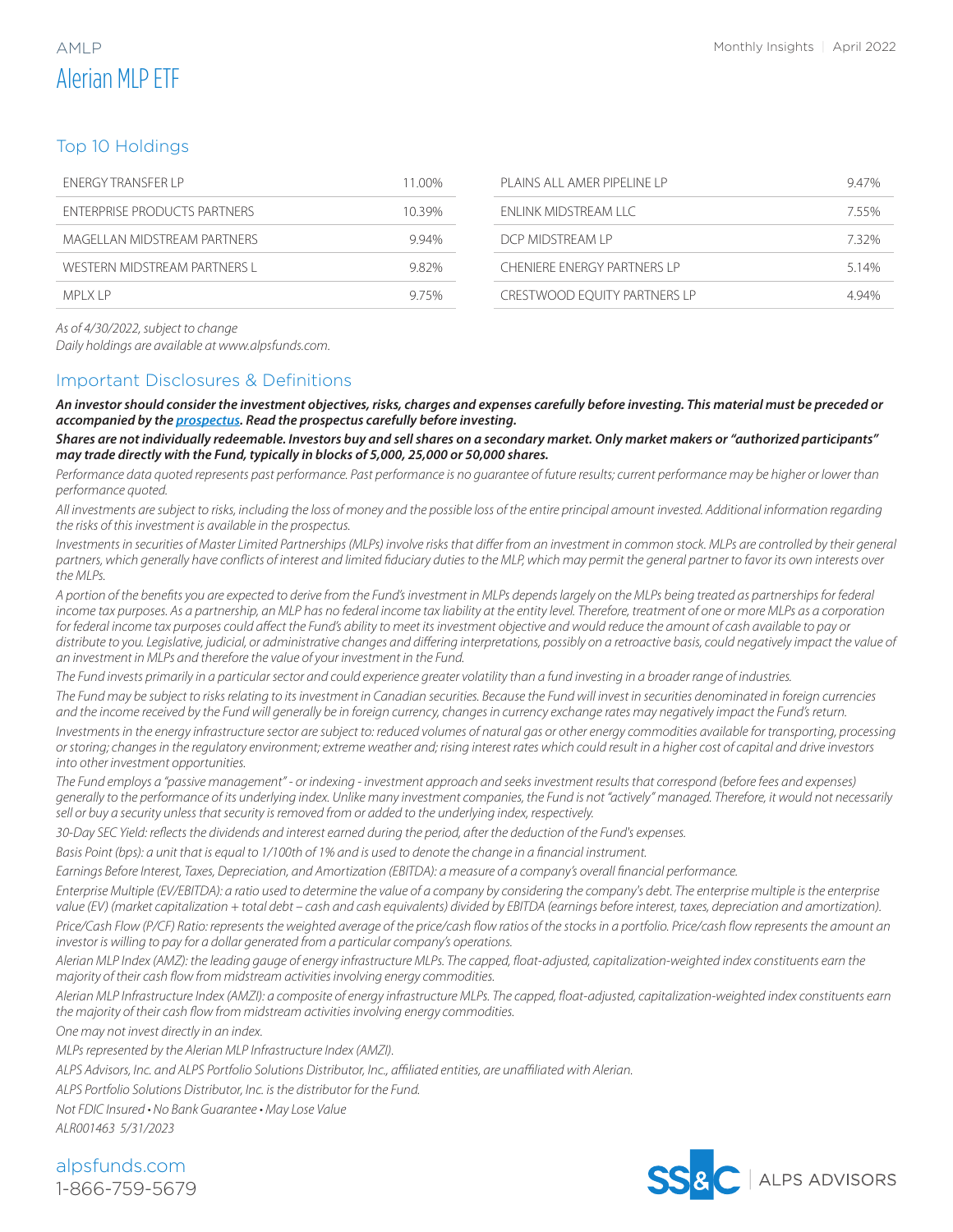## Top 10 Holdings

| | | | |
|---|---|---|---|
| ENERGY TRANSFER LP | 11.00% | PLAINS ALL AMER PIPELINE LP | 9.47% |
| ENTERPRISE PRODUCTS PARTNERS | 10.39% | ENLINK MIDSTREAM LLC | 7.55% |
| MAGELLAN MIDSTREAM PARTNERS | 9.94% | DCP MIDSTREAM LP | 7.32% |
| WESTERN MIDSTREAM PARTNERS L | 9.82% | CHENIERE ENERGY PARTNERS LP | 5.14% |
| MPLX LP | 9.75% | CRESTWOOD EQUITY PARTNERS LP | 4.94% |

*As of 4/30/2022, subject to change*
*Daily holdings are available at www.alpsfunds.com.*

## Important Disclosures & Definitions

***An investor should consider the investment objectives, risks, charges and expenses carefully before investing. This material must be preceded or accompanied by the prospectus. Read the prospectus carefully before investing.***

***Shares are not individually redeemable. Investors buy and sell shares on a secondary market. Only market makers or "authorized participants" may trade directly with the Fund, typically in blocks of 5,000, 25,000 or 50,000 shares.***

*Performance data quoted represents past performance. Past performance is no guarantee of future results; current performance may be higher or lower than performance quoted.*

*All investments are subject to risks, including the loss of money and the possible loss of the entire principal amount invested. Additional information regarding the risks of this investment is available in the prospectus.*

*Investments in securities of Master Limited Partnerships (MLPs) involve risks that differ from an investment in common stock. MLPs are controlled by their general partners, which generally have conflicts of interest and limited fiduciary duties to the MLP, which may permit the general partner to favor its own interests over the MLPs.*

*A portion of the benefits you are expected to derive from the Fund's investment in MLPs depends largely on the MLPs being treated as partnerships for federal income tax purposes. As a partnership, an MLP has no federal income tax liability at the entity level. Therefore, treatment of one or more MLPs as a corporation for federal income tax purposes could affect the Fund's ability to meet its investment objective and would reduce the amount of cash available to pay or distribute to you. Legislative, judicial, or administrative changes and differing interpretations, possibly on a retroactive basis, could negatively impact the value of an investment in MLPs and therefore the value of your investment in the Fund.*

*The Fund invests primarily in a particular sector and could experience greater volatility than a fund investing in a broader range of industries.*

*The Fund may be subject to risks relating to its investment in Canadian securities. Because the Fund will invest in securities denominated in foreign currencies and the income received by the Fund will generally be in foreign currency, changes in currency exchange rates may negatively impact the Fund's return.*

*Investments in the energy infrastructure sector are subject to: reduced volumes of natural gas or other energy commodities available for transporting, processing or storing; changes in the regulatory environment; extreme weather and; rising interest rates which could result in a higher cost of capital and drive investors into other investment opportunities.*

*The Fund employs a "passive management" - or indexing - investment approach and seeks investment results that correspond (before fees and expenses) generally to the performance of its underlying index. Unlike many investment companies, the Fund is not "actively" managed. Therefore, it would not necessarily sell or buy a security unless that security is removed from or added to the underlying index, respectively.*

*30-Day SEC Yield: reflects the dividends and interest earned during the period, after the deduction of the Fund's expenses.*

*Basis Point (bps): a unit that is equal to 1/100th of 1% and is used to denote the change in a financial instrument.*

*Earnings Before Interest, Taxes, Depreciation, and Amortization (EBITDA): a measure of a company's overall financial performance.*

*Enterprise Multiple (EV/EBITDA): a ratio used to determine the value of a company by considering the company's debt. The enterprise multiple is the enterprise value (EV) (market capitalization + total debt – cash and cash equivalents) divided by EBITDA (earnings before interest, taxes, depreciation and amortization).*

*Price/Cash Flow (P/CF) Ratio: represents the weighted average of the price/cash flow ratios of the stocks in a portfolio. Price/cash flow represents the amount an investor is willing to pay for a dollar generated from a particular company's operations.*

*Alerian MLP Index (AMZ): the leading gauge of energy infrastructure MLPs. The capped, float-adjusted, capitalization-weighted index constituents earn the majority of their cash flow from midstream activities involving energy commodities.*

*Alerian MLP Infrastructure Index (AMZI): a composite of energy infrastructure MLPs. The capped, float-adjusted, capitalization-weighted index constituents earn the majority of their cash flow from midstream activities involving energy commodities.*

*One may not invest directly in an index.*

*MLPs represented by the Alerian MLP Infrastructure Index (AMZI).*

*ALPS Advisors, Inc. and ALPS Portfolio Solutions Distributor, Inc., affiliated entities, are unaffiliated with Alerian.*

*ALPS Portfolio Solutions Distributor, Inc. is the distributor for the Fund.*

*Not FDIC Insured • No Bank Guarantee • May Lose Value*
*ALR001463 5/31/2023*

alpsfunds.com
1-866-759-5679

SS&C | ALPS ADVISORS